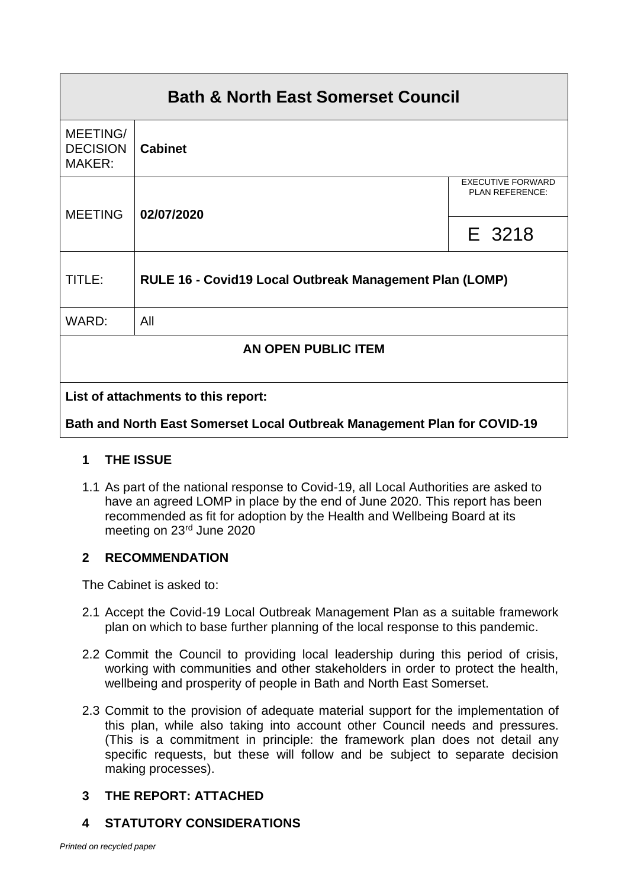| Bath & North East Somerset Council | | |
|---|---|---|
| MEETING/ DECISION MAKER: | **Cabinet** | |
| MEETING | **02/07/2020** | EXECUTIVE FORWARD PLAN REFERENCE: |
| | | E 3218 |
| TITLE: | **RULE 16 - Covid19 Local Outbreak Management Plan (LOMP)** | |
| WARD: | All | |
| **AN OPEN PUBLIC ITEM** | | |
| **List of attachments to this report:** | | |
| **Bath and North East Somerset Local Outbreak Management Plan for COVID-19** | | |

## 1 THE ISSUE

1.1 As part of the national response to Covid-19, all Local Authorities are asked to have an agreed LOMP in place by the end of June 2020. This report has been recommended as fit for adoption by the Health and Wellbeing Board at its meeting on 23rd June 2020

## 2 RECOMMENDATION

The Cabinet is asked to:

2.1 Accept the Covid-19 Local Outbreak Management Plan as a suitable framework plan on which to base further planning of the local response to this pandemic.

2.2 Commit the Council to providing local leadership during this period of crisis, working with communities and other stakeholders in order to protect the health, wellbeing and prosperity of people in Bath and North East Somerset.

2.3 Commit to the provision of adequate material support for the implementation of this plan, while also taking into account other Council needs and pressures. (This is a commitment in principle: the framework plan does not detail any specific requests, but these will follow and be subject to separate decision making processes).

## 3 THE REPORT: ATTACHED

## 4 STATUTORY CONSIDERATIONS

*Printed on recycled paper*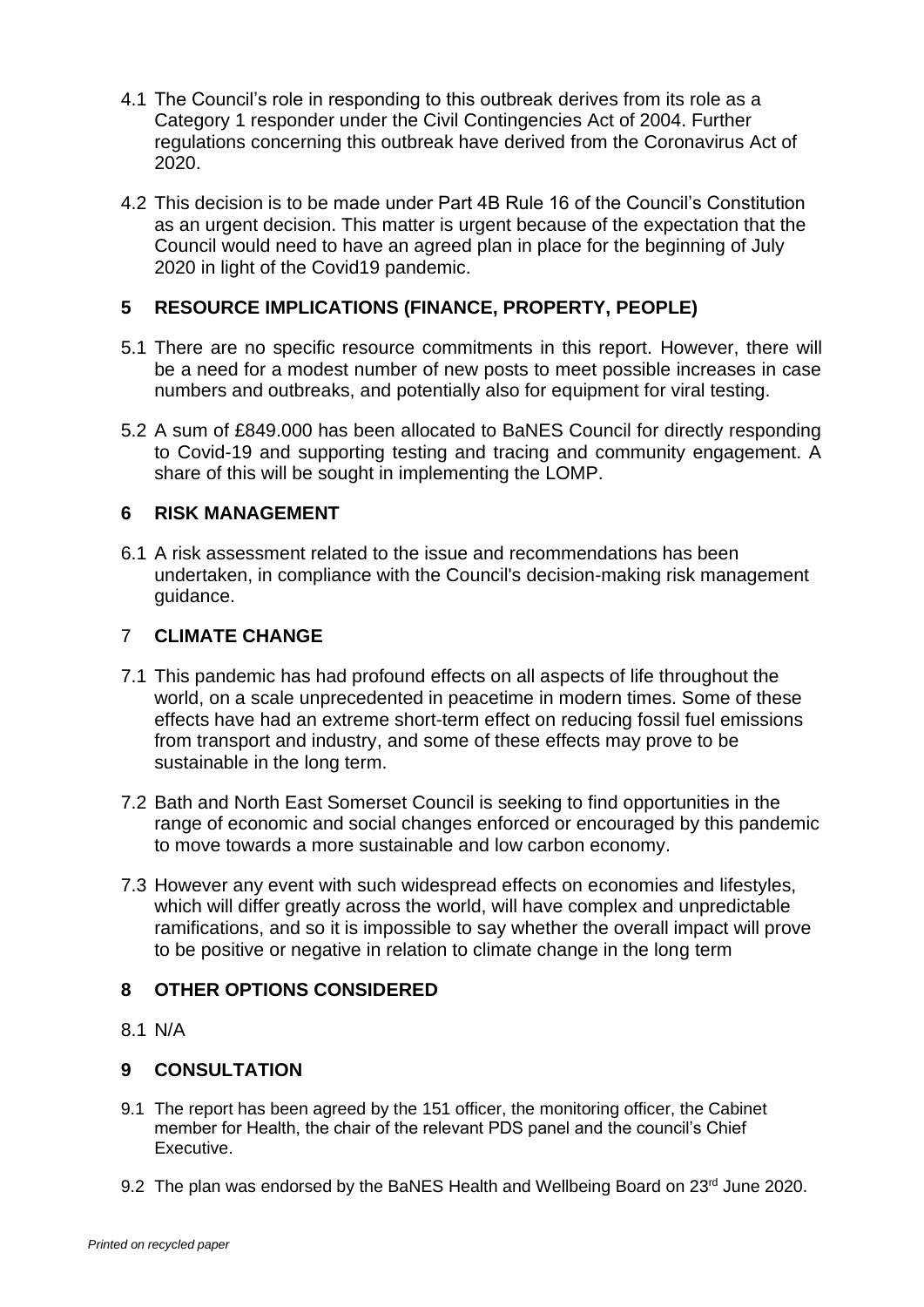4.1 The Council's role in responding to this outbreak derives from its role as a Category 1 responder under the Civil Contingencies Act of 2004. Further regulations concerning this outbreak have derived from the Coronavirus Act of 2020.

4.2 This decision is to be made under Part 4B Rule 16 of the Council's Constitution as an urgent decision. This matter is urgent because of the expectation that the Council would need to have an agreed plan in place for the beginning of July 2020 in light of the Covid19 pandemic.

## 5 RESOURCE IMPLICATIONS (FINANCE, PROPERTY, PEOPLE)

5.1 There are no specific resource commitments in this report. However, there will be a need for a modest number of new posts to meet possible increases in case numbers and outbreaks, and potentially also for equipment for viral testing.

5.2 A sum of £849.000 has been allocated to BaNES Council for directly responding to Covid-19 and supporting testing and tracing and community engagement. A share of this will be sought in implementing the LOMP.

## 6 RISK MANAGEMENT

6.1 A risk assessment related to the issue and recommendations has been undertaken, in compliance with the Council's decision-making risk management guidance.

## 7 CLIMATE CHANGE

7.1 This pandemic has had profound effects on all aspects of life throughout the world, on a scale unprecedented in peacetime in modern times. Some of these effects have had an extreme short-term effect on reducing fossil fuel emissions from transport and industry, and some of these effects may prove to be sustainable in the long term.

7.2 Bath and North East Somerset Council is seeking to find opportunities in the range of economic and social changes enforced or encouraged by this pandemic to move towards a more sustainable and low carbon economy.

7.3 However any event with such widespread effects on economies and lifestyles, which will differ greatly across the world, will have complex and unpredictable ramifications, and so it is impossible to say whether the overall impact will prove to be positive or negative in relation to climate change in the long term

## 8 OTHER OPTIONS CONSIDERED

8.1 N/A

## 9 CONSULTATION

9.1 The report has been agreed by the 151 officer, the monitoring officer, the Cabinet member for Health, the chair of the relevant PDS panel and the council's Chief Executive.

9.2 The plan was endorsed by the BaNES Health and Wellbeing Board on 23rd June 2020.

*Printed on recycled paper*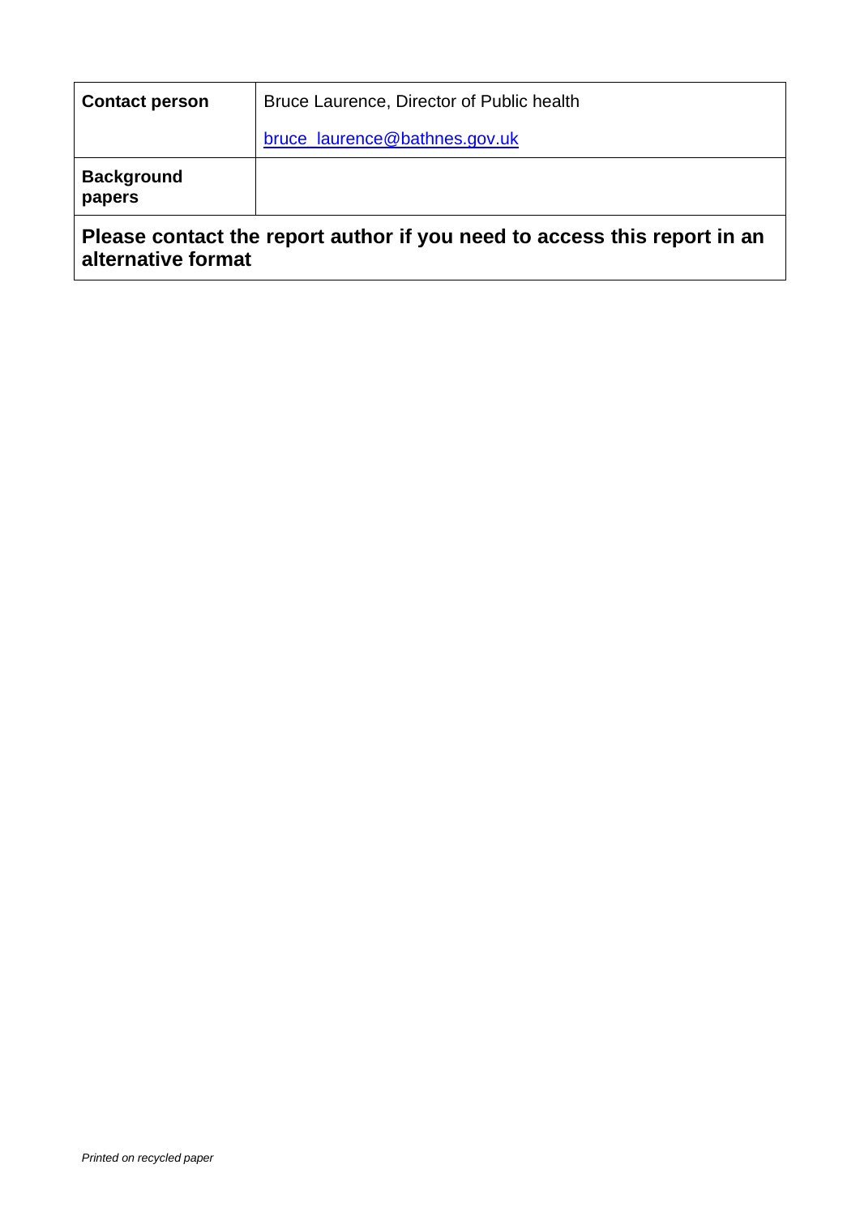| | |
|---|---|
| **Contact person** | Bruce Laurence, Director of Public health<br><br>bruce_laurence@bathnes.gov.uk |
| **Background papers** | |
| **Please contact the report author if you need to access this report in an alternative format** | |

*Printed on recycled paper*